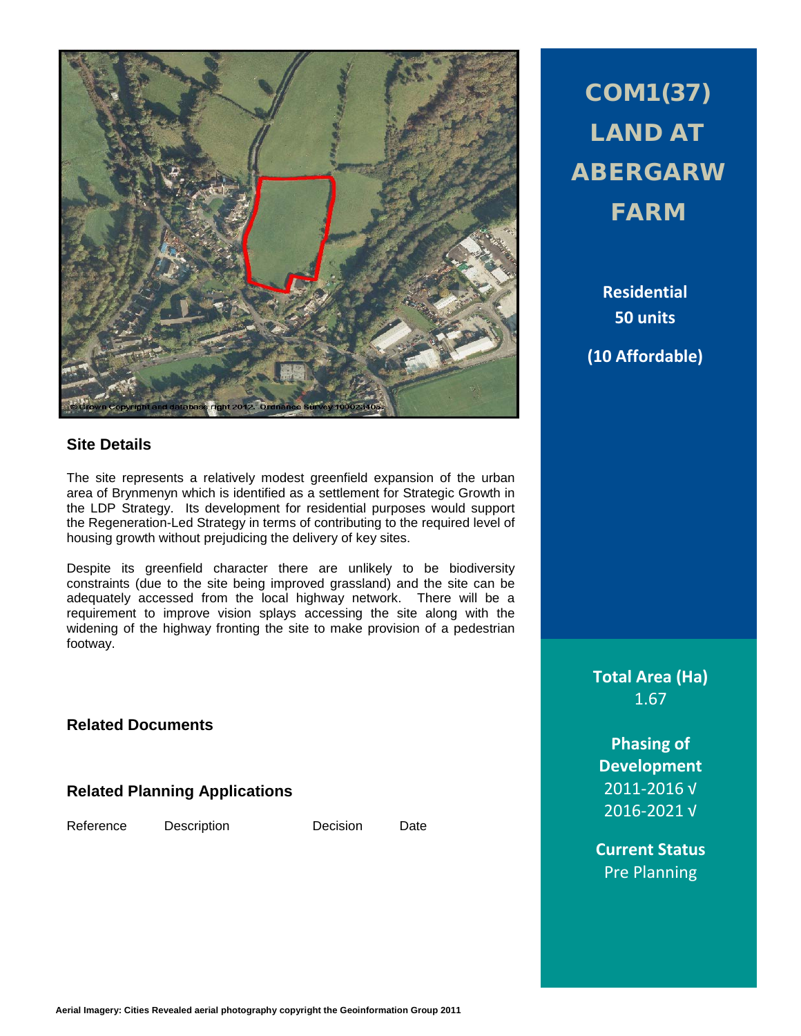# COM1(37) LAND AT ABERGARW FARM

**Residential**
**50 units**

**(10 Affordable)**

## Site Details

The site represents a relatively modest greenfield expansion of the urban area of Brynmenyn which is identified as a settlement for Strategic Growth in the LDP Strategy. Its development for residential purposes would support the Regeneration-Led Strategy in terms of contributing to the required level of housing growth without prejudicing the delivery of key sites.

Despite its greenfield character there are unlikely to be biodiversity constraints (due to the site being improved grassland) and the site can be adequately accessed from the local highway network. There will be a requirement to improve vision splays accessing the site along with the widening of the highway fronting the site to make provision of a pedestrian footway.

**Total Area (Ha)**
1.67

**Phasing of Development**
2011-2016 √
2016-2021 √

**Current Status**
Pre Planning

## Related Documents

## Related Planning Applications

| Reference | Description | Decision | Date |
| --- | --- | --- | --- |

**Aerial Imagery: Cities Revealed aerial photography copyright the Geoinformation Group 2011**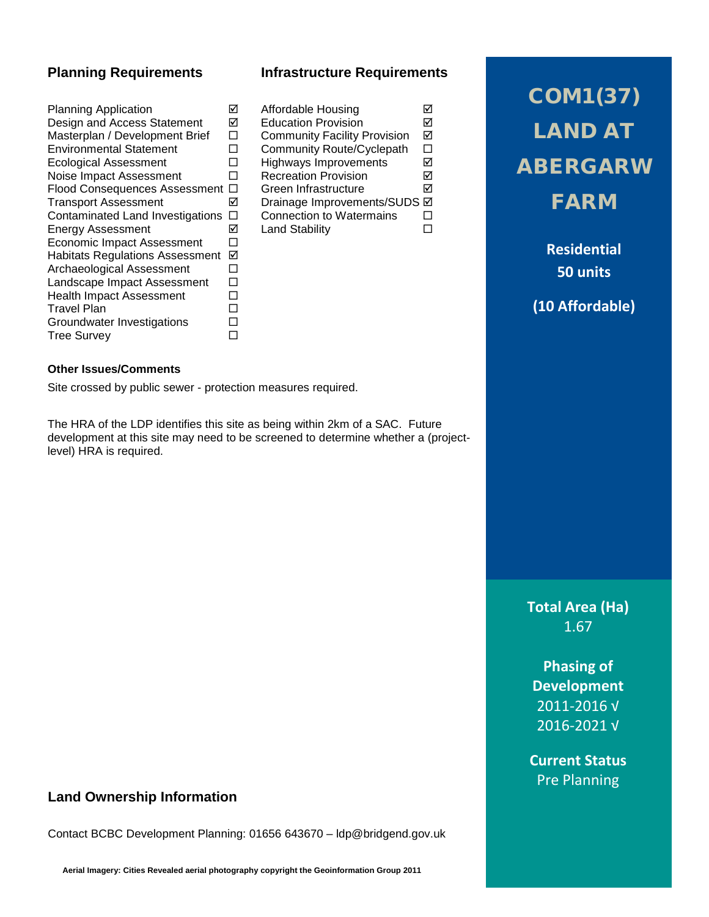## Planning Requirements

| | |
|---|---|
| Planning Application | ☑ |
| Design and Access Statement | ☑ |
| Masterplan / Development Brief | ☐ |
| Environmental Statement | ☐ |
| Ecological Assessment | ☐ |
| Noise Impact Assessment | ☐ |
| Flood Consequences Assessment | ☐ |
| Transport Assessment | ☑ |
| Contaminated Land Investigations | ☐ |
| Energy Assessment | ☑ |
| Economic Impact Assessment | ☐ |
| Habitats Regulations Assessment | ☑ |
| Archaeological Assessment | ☐ |
| Landscape Impact Assessment | ☐ |
| Health Impact Assessment | ☐ |
| Travel Plan | ☐ |
| Groundwater Investigations | ☐ |
| Tree Survey | ☐ |

## Infrastructure Requirements

| | |
|---|---|
| Affordable Housing | ☑ |
| Education Provision | ☑ |
| Community Facility Provision | ☑ |
| Community Route/Cyclepath | ☐ |
| Highways Improvements | ☑ |
| Recreation Provision | ☑ |
| Green Infrastructure | ☑ |
| Drainage Improvements/SUDS | ☑ |
| Connection to Watermains | ☐ |
| Land Stability | ☐ |

# COM1(37) LAND AT ABERGARW FARM

**Residential**
**50 units**

**(10 Affordable)**

### Other Issues/Comments

Site crossed by public sewer - protection measures required.

The HRA of the LDP identifies this site as being within 2km of a SAC. Future development at this site may need to be screened to determine whether a (project-level) HRA is required.

**Total Area (Ha)**
1.67

**Phasing of Development**
2011-2016 √
2016-2021 √

**Current Status**
Pre Planning

## Land Ownership Information

Contact BCBC Development Planning: 01656 643670 – ldp@bridgend.gov.uk

**Aerial Imagery: Cities Revealed aerial photography copyright the Geoinformation Group 2011**